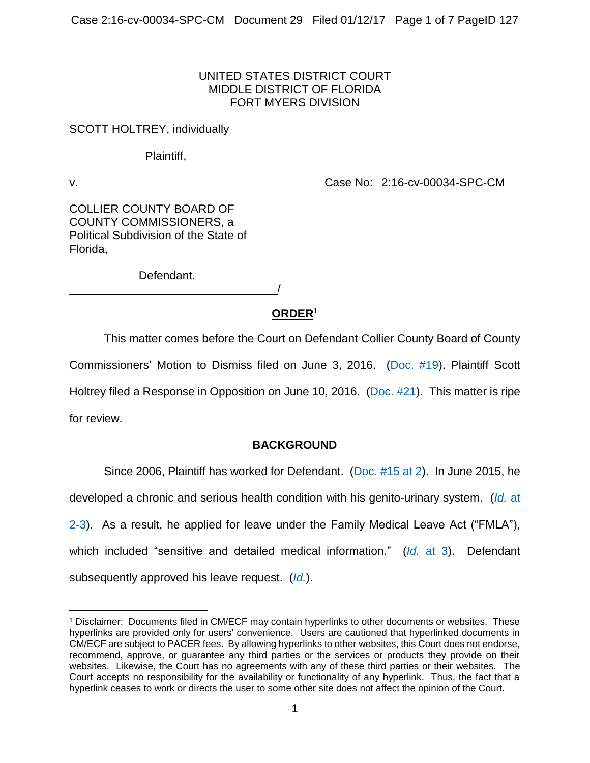UNITED STATES DISTRICT COURT
MIDDLE DISTRICT OF FLORIDA
FORT MYERS DIVISION

SCOTT HOLTREY, individually

Plaintiff,

v. Case No: 2:16-cv-00034-SPC-CM

COLLIER COUNTY BOARD OF COUNTY COMMISSIONERS, a Political Subdivision of the State of Florida,

Defendant.

______________________________/

**ORDER**[1]

This matter comes before the Court on Defendant Collier County Board of County Commissioners' Motion to Dismiss filed on June 3, 2016. (Doc. #19). Plaintiff Scott Holtrey filed a Response in Opposition on June 10, 2016. (Doc. #21). This matter is ripe for review.

**BACKGROUND**

Since 2006, Plaintiff has worked for Defendant. (Doc. #15 at 2). In June 2015, he developed a chronic and serious health condition with his genito-urinary system. (*Id.* at 2-3). As a result, he applied for leave under the Family Medical Leave Act ("FMLA"), which included "sensitive and detailed medical information." (*Id.* at 3). Defendant subsequently approved his leave request. (*Id.*).

---

[1] Disclaimer: Documents filed in CM/ECF may contain hyperlinks to other documents or websites. These hyperlinks are provided only for users' convenience. Users are cautioned that hyperlinked documents in CM/ECF are subject to PACER fees. By allowing hyperlinks to other websites, this Court does not endorse, recommend, approve, or guarantee any third parties or the services or products they provide on their websites. Likewise, the Court has no agreements with any of these third parties or their websites. The Court accepts no responsibility for the availability or functionality of any hyperlink. Thus, the fact that a hyperlink ceases to work or directs the user to some other site does not affect the opinion of the Court.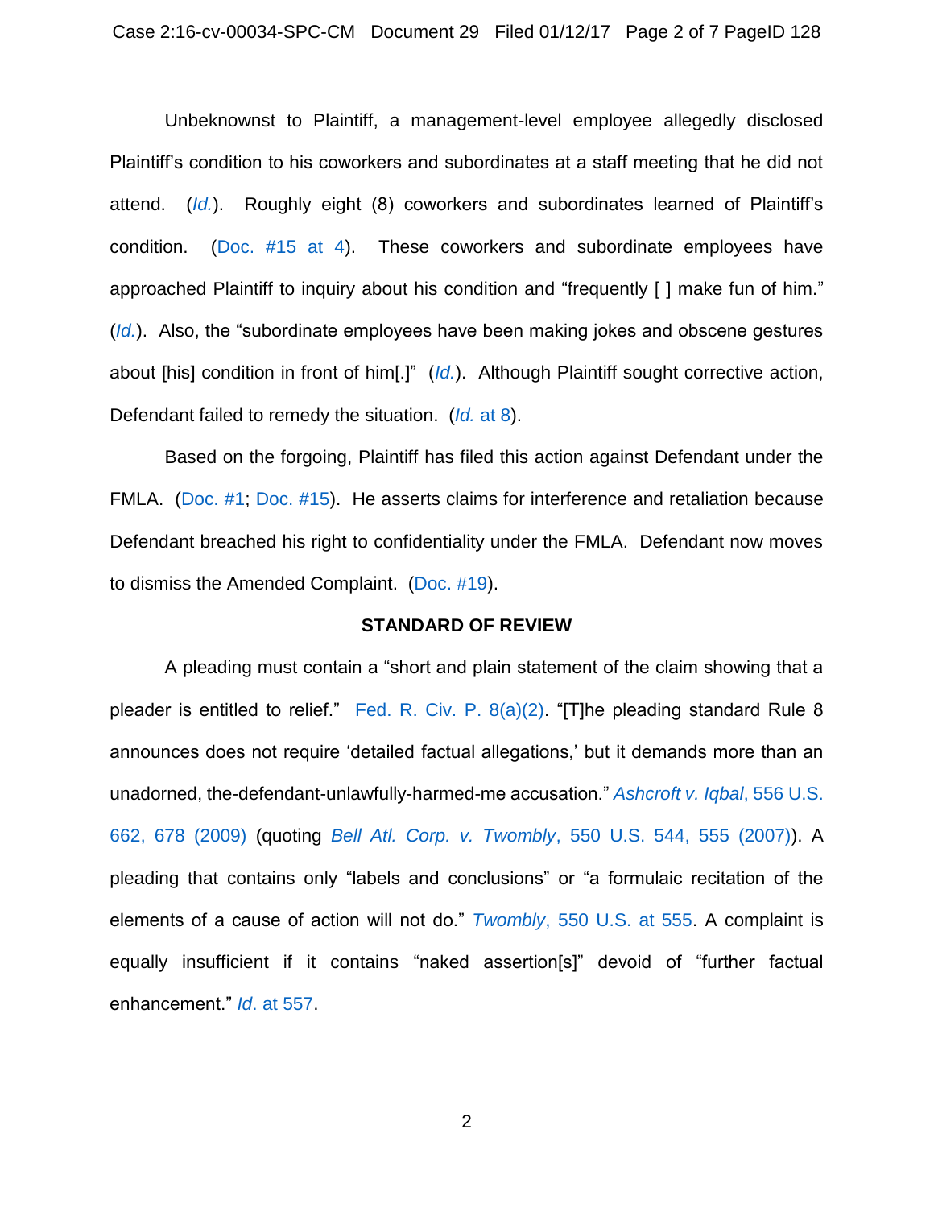Unbeknownst to Plaintiff, a management-level employee allegedly disclosed Plaintiff's condition to his coworkers and subordinates at a staff meeting that he did not attend. (*Id.*). Roughly eight (8) coworkers and subordinates learned of Plaintiff's condition. (Doc. #15 at 4). These coworkers and subordinate employees have approached Plaintiff to inquiry about his condition and "frequently [ ] make fun of him." (*Id.*). Also, the "subordinate employees have been making jokes and obscene gestures about [his] condition in front of him[.]" (*Id.*). Although Plaintiff sought corrective action, Defendant failed to remedy the situation. (*Id.* at 8).

Based on the forgoing, Plaintiff has filed this action against Defendant under the FMLA. (Doc. #1; Doc. #15). He asserts claims for interference and retaliation because Defendant breached his right to confidentiality under the FMLA. Defendant now moves to dismiss the Amended Complaint. (Doc. #19).

## STANDARD OF REVIEW

A pleading must contain a "short and plain statement of the claim showing that a pleader is entitled to relief." Fed. R. Civ. P. 8(a)(2). "[T]he pleading standard Rule 8 announces does not require 'detailed factual allegations,' but it demands more than an unadorned, the-defendant-unlawfully-harmed-me accusation." *Ashcroft v. Iqbal*, 556 U.S. 662, 678 (2009) (quoting *Bell Atl. Corp. v. Twombly*, 550 U.S. 544, 555 (2007)). A pleading that contains only "labels and conclusions" or "a formulaic recitation of the elements of a cause of action will not do." *Twombly*, 550 U.S. at 555. A complaint is equally insufficient if it contains "naked assertion[s]" devoid of "further factual enhancement." *Id.* at 557.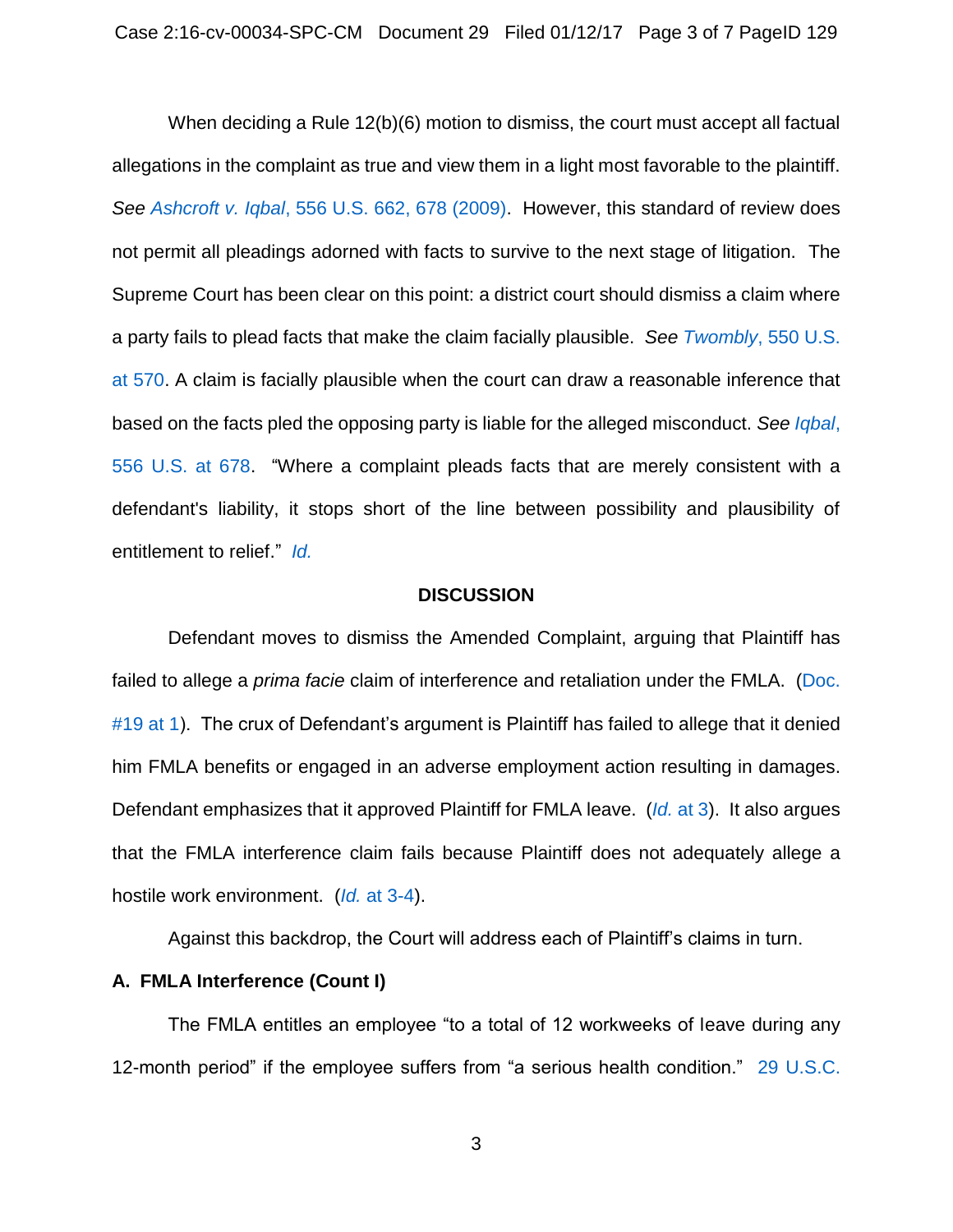When deciding a Rule 12(b)(6) motion to dismiss, the court must accept all factual allegations in the complaint as true and view them in a light most favorable to the plaintiff. *See Ashcroft v. Iqbal*, 556 U.S. 662, 678 (2009). However, this standard of review does not permit all pleadings adorned with facts to survive to the next stage of litigation. The Supreme Court has been clear on this point: a district court should dismiss a claim where a party fails to plead facts that make the claim facially plausible. *See Twombly*, 550 U.S. at 570. A claim is facially plausible when the court can draw a reasonable inference that based on the facts pled the opposing party is liable for the alleged misconduct. *See Iqbal*, 556 U.S. at 678. "Where a complaint pleads facts that are merely consistent with a defendant's liability, it stops short of the line between possibility and plausibility of entitlement to relief." *Id.*

## DISCUSSION

Defendant moves to dismiss the Amended Complaint, arguing that Plaintiff has failed to allege a *prima facie* claim of interference and retaliation under the FMLA. (Doc. #19 at 1). The crux of Defendant's argument is Plaintiff has failed to allege that it denied him FMLA benefits or engaged in an adverse employment action resulting in damages. Defendant emphasizes that it approved Plaintiff for FMLA leave. (*Id.* at 3). It also argues that the FMLA interference claim fails because Plaintiff does not adequately allege a hostile work environment. (*Id.* at 3-4).

Against this backdrop, the Court will address each of Plaintiff's claims in turn.

### A. FMLA Interference (Count I)

The FMLA entitles an employee "to a total of 12 workweeks of leave during any 12-month period" if the employee suffers from "a serious health condition." 29 U.S.C.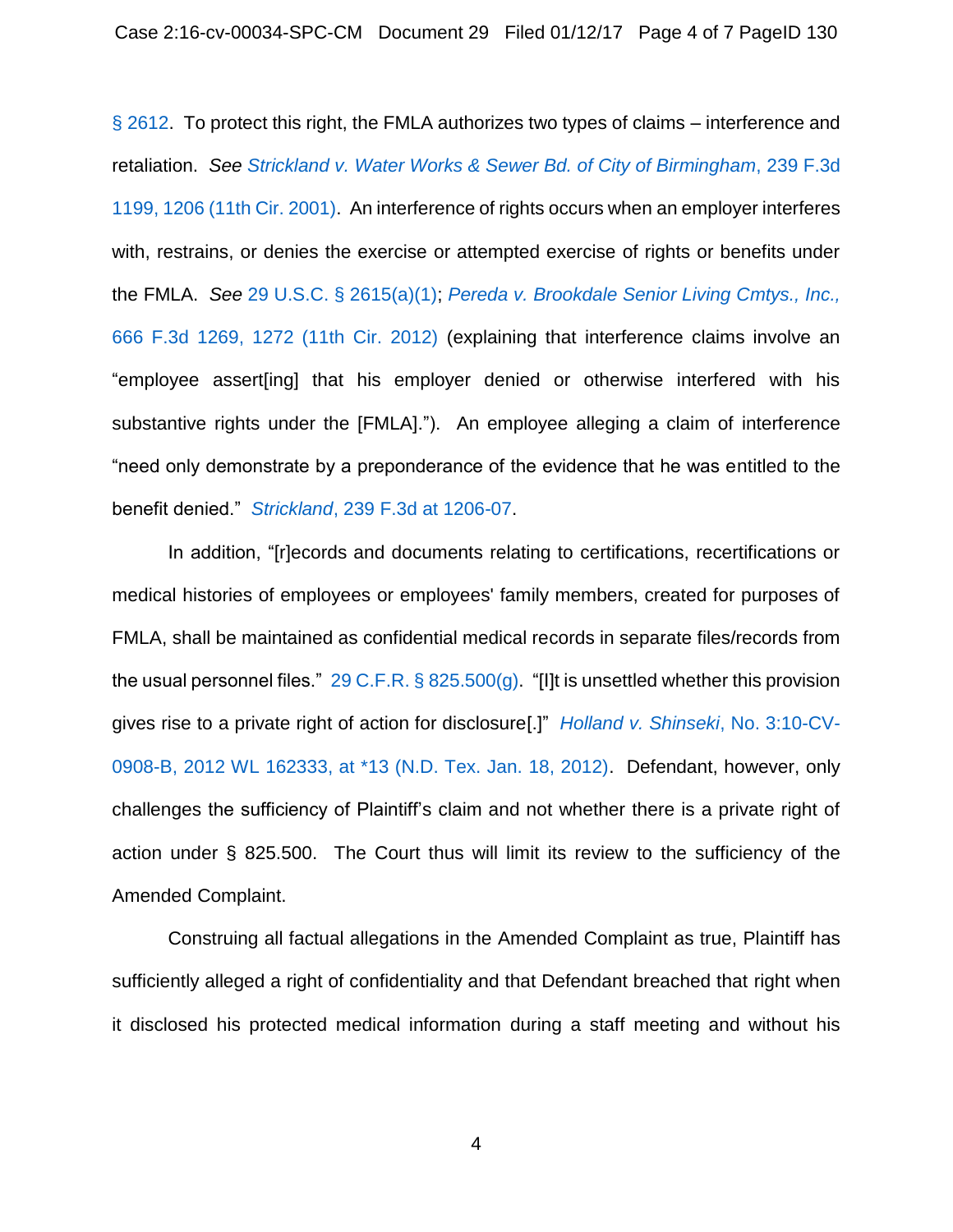§ 2612. To protect this right, the FMLA authorizes two types of claims – interference and retaliation. *See Strickland v. Water Works & Sewer Bd. of City of Birmingham*, 239 F.3d 1199, 1206 (11th Cir. 2001). An interference of rights occurs when an employer interferes with, restrains, or denies the exercise or attempted exercise of rights or benefits under the FMLA. *See* 29 U.S.C. § 2615(a)(1); *Pereda v. Brookdale Senior Living Cmtys., Inc.*, 666 F.3d 1269, 1272 (11th Cir. 2012) (explaining that interference claims involve an "employee assert[ing] that his employer denied or otherwise interfered with his substantive rights under the [FMLA]."). An employee alleging a claim of interference "need only demonstrate by a preponderance of the evidence that he was entitled to the benefit denied." *Strickland*, 239 F.3d at 1206-07.

In addition, "[r]ecords and documents relating to certifications, recertifications or medical histories of employees or employees' family members, created for purposes of FMLA, shall be maintained as confidential medical records in separate files/records from the usual personnel files." 29 C.F.R. § 825.500(g). "[I]t is unsettled whether this provision gives rise to a private right of action for disclosure[.]" *Holland v. Shinseki*, No. 3:10-CV-0908-B, 2012 WL 162333, at *13 (N.D. Tex. Jan. 18, 2012). Defendant, however, only challenges the sufficiency of Plaintiff's claim and not whether there is a private right of action under § 825.500. The Court thus will limit its review to the sufficiency of the Amended Complaint.

Construing all factual allegations in the Amended Complaint as true, Plaintiff has sufficiently alleged a right of confidentiality and that Defendant breached that right when it disclosed his protected medical information during a staff meeting and without his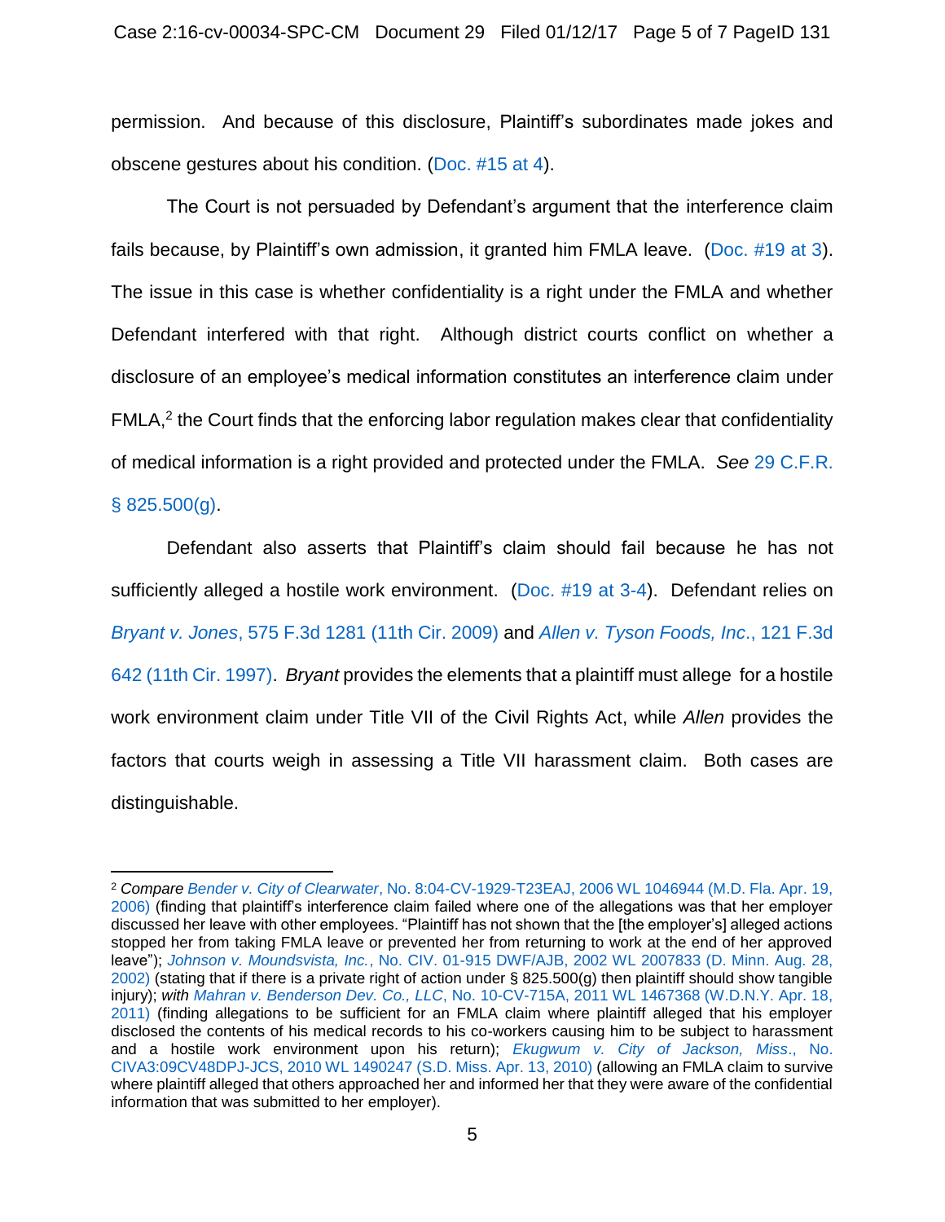permission. And because of this disclosure, Plaintiff's subordinates made jokes and obscene gestures about his condition. (Doc. #15 at 4).

The Court is not persuaded by Defendant's argument that the interference claim fails because, by Plaintiff's own admission, it granted him FMLA leave. (Doc. #19 at 3). The issue in this case is whether confidentiality is a right under the FMLA and whether Defendant interfered with that right. Although district courts conflict on whether a disclosure of an employee's medical information constitutes an interference claim under FMLA,[2] the Court finds that the enforcing labor regulation makes clear that confidentiality of medical information is a right provided and protected under the FMLA. *See* 29 C.F.R. § 825.500(g).

Defendant also asserts that Plaintiff's claim should fail because he has not sufficiently alleged a hostile work environment. (Doc. #19 at 3-4). Defendant relies on *Bryant v. Jones*, 575 F.3d 1281 (11th Cir. 2009) and *Allen v. Tyson Foods, Inc.*, 121 F.3d 642 (11th Cir. 1997). *Bryant* provides the elements that a plaintiff must allege for a hostile work environment claim under Title VII of the Civil Rights Act, while *Allen* provides the factors that courts weigh in assessing a Title VII harassment claim. Both cases are distinguishable.

---

[2] *Compare* *Bender v. City of Clearwater*, No. 8:04-CV-1929-T23EAJ, 2006 WL 1046944 (M.D. Fla. Apr. 19, 2006) (finding that plaintiff's interference claim failed where one of the allegations was that her employer discussed her leave with other employees. "Plaintiff has not shown that the [the employer's] alleged actions stopped her from taking FMLA leave or prevented her from returning to work at the end of her approved leave"); *Johnson v. Moundsvista, Inc.*, No. CIV. 01-915 DWF/AJB, 2002 WL 2007833 (D. Minn. Aug. 28, 2002) (stating that if there is a private right of action under § 825.500(g) then plaintiff should show tangible injury); *with* *Mahran v. Benderson Dev. Co., LLC*, No. 10-CV-715A, 2011 WL 1467368 (W.D.N.Y. Apr. 18, 2011) (finding allegations to be sufficient for an FMLA claim where plaintiff alleged that his employer disclosed the contents of his medical records to his co-workers causing him to be subject to harassment and a hostile work environment upon his return); *Ekugwum v. City of Jackson, Miss*., No. CIVA3:09CV48DPJ-JCS, 2010 WL 1490247 (S.D. Miss. Apr. 13, 2010) (allowing an FMLA claim to survive where plaintiff alleged that others approached her and informed her that they were aware of the confidential information that was submitted to her employer).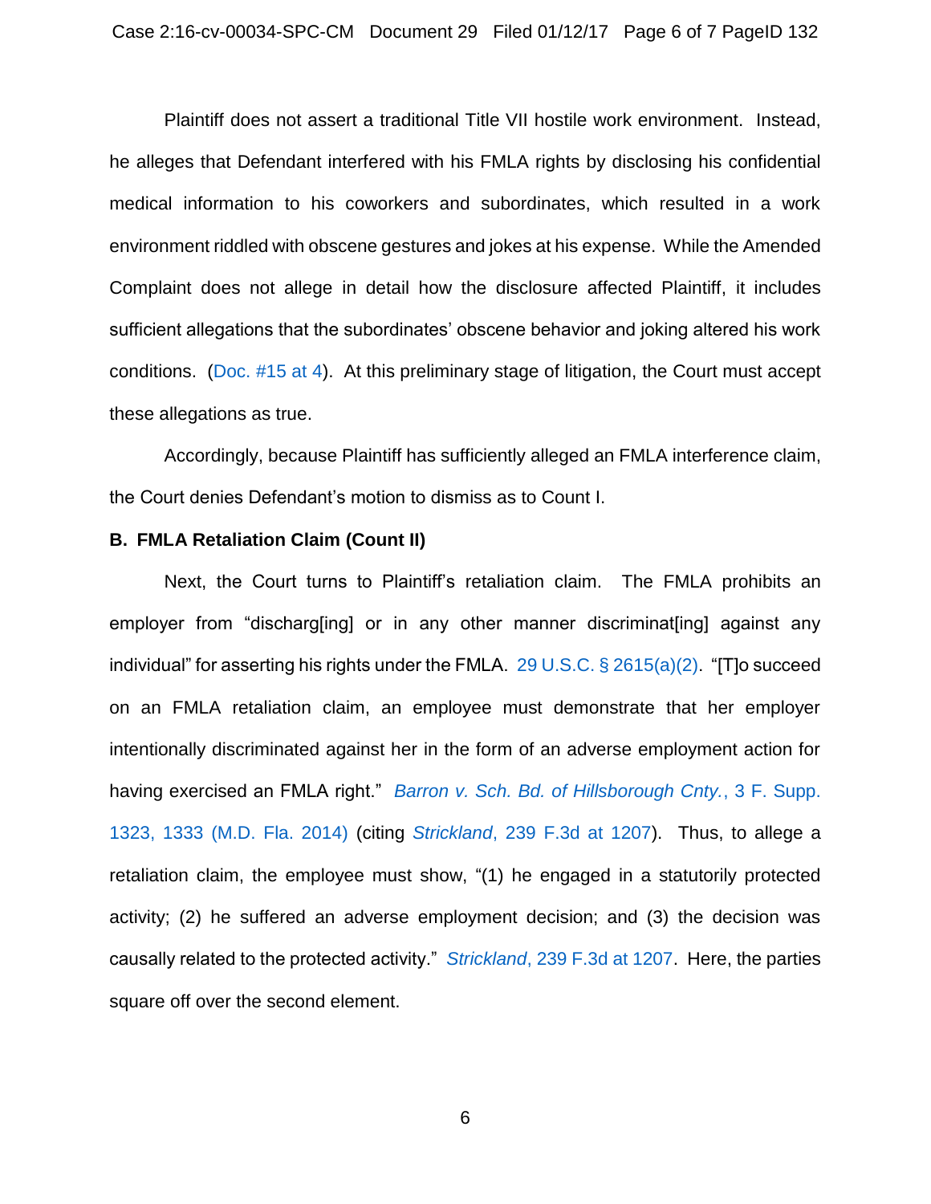Plaintiff does not assert a traditional Title VII hostile work environment. Instead, he alleges that Defendant interfered with his FMLA rights by disclosing his confidential medical information to his coworkers and subordinates, which resulted in a work environment riddled with obscene gestures and jokes at his expense. While the Amended Complaint does not allege in detail how the disclosure affected Plaintiff, it includes sufficient allegations that the subordinates' obscene behavior and joking altered his work conditions. (Doc. #15 at 4). At this preliminary stage of litigation, the Court must accept these allegations as true.

Accordingly, because Plaintiff has sufficiently alleged an FMLA interference claim, the Court denies Defendant's motion to dismiss as to Count I.

**B. FMLA Retaliation Claim (Count II)**

Next, the Court turns to Plaintiff's retaliation claim. The FMLA prohibits an employer from "discharg[ing] or in any other manner discriminat[ing] against any individual" for asserting his rights under the FMLA. 29 U.S.C. § 2615(a)(2). "[T]o succeed on an FMLA retaliation claim, an employee must demonstrate that her employer intentionally discriminated against her in the form of an adverse employment action for having exercised an FMLA right." *Barron v. Sch. Bd. of Hillsborough Cnty.*, 3 F. Supp. 1323, 1333 (M.D. Fla. 2014) (citing *Strickland*, 239 F.3d at 1207). Thus, to allege a retaliation claim, the employee must show, "(1) he engaged in a statutorily protected activity; (2) he suffered an adverse employment decision; and (3) the decision was causally related to the protected activity." *Strickland*, 239 F.3d at 1207. Here, the parties square off over the second element.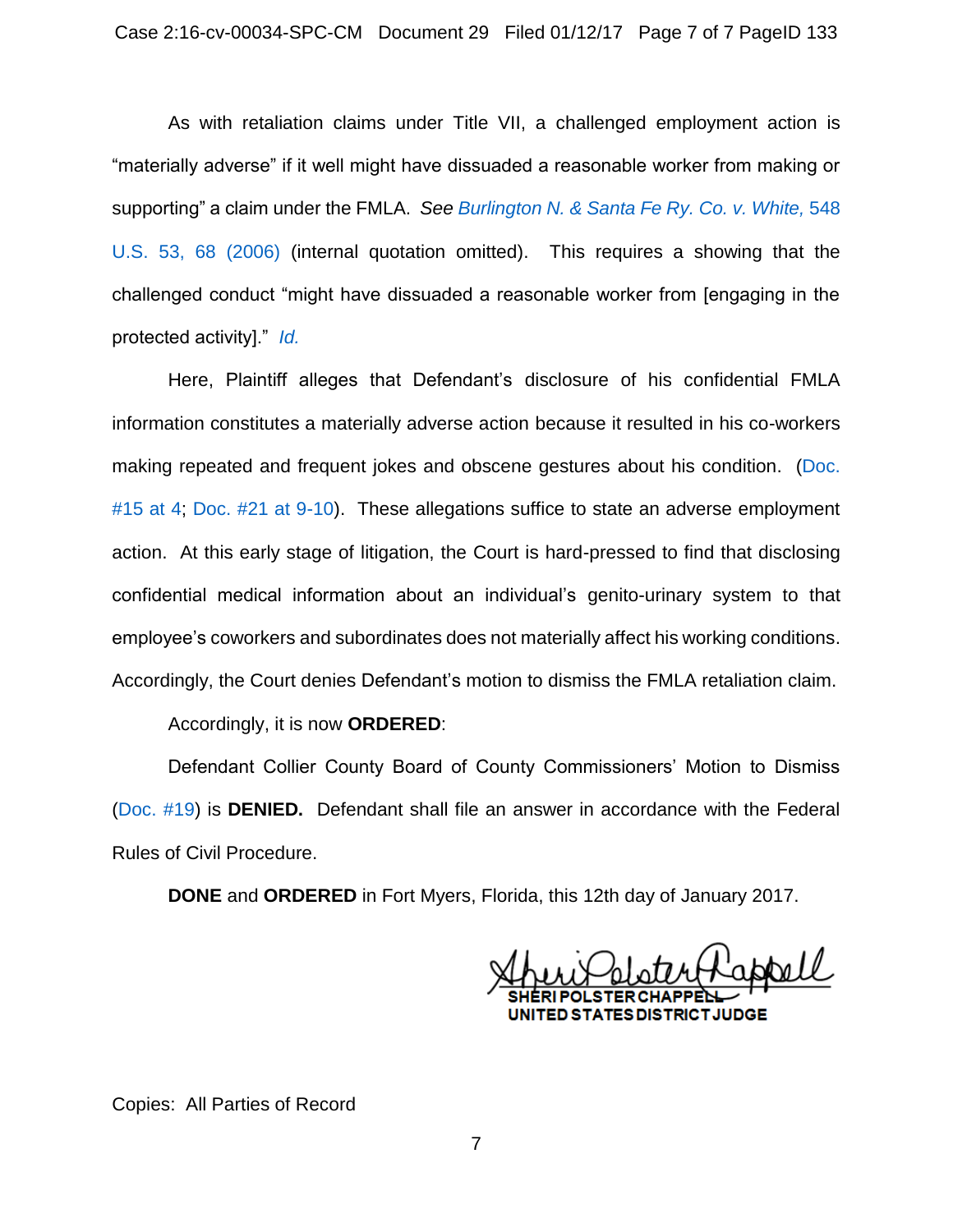As with retaliation claims under Title VII, a challenged employment action is "materially adverse" if it well might have dissuaded a reasonable worker from making or supporting" a claim under the FMLA. *See Burlington N. & Santa Fe Ry. Co. v. White*, 548 U.S. 53, 68 (2006) (internal quotation omitted). This requires a showing that the challenged conduct "might have dissuaded a reasonable worker from [engaging in the protected activity]." *Id.*

Here, Plaintiff alleges that Defendant's disclosure of his confidential FMLA information constitutes a materially adverse action because it resulted in his co-workers making repeated and frequent jokes and obscene gestures about his condition. (Doc. #15 at 4; Doc. #21 at 9-10). These allegations suffice to state an adverse employment action. At this early stage of litigation, the Court is hard-pressed to find that disclosing confidential medical information about an individual's genito-urinary system to that employee's coworkers and subordinates does not materially affect his working conditions. Accordingly, the Court denies Defendant's motion to dismiss the FMLA retaliation claim.

Accordingly, it is now **ORDERED**:

Defendant Collier County Board of County Commissioners' Motion to Dismiss (Doc. #19) is **DENIED.** Defendant shall file an answer in accordance with the Federal Rules of Civil Procedure.

**DONE** and **ORDERED** in Fort Myers, Florida, this 12th day of January 2017.

SHERI POLSTER CHAPPELL
UNITED STATES DISTRICT JUDGE

Copies: All Parties of Record